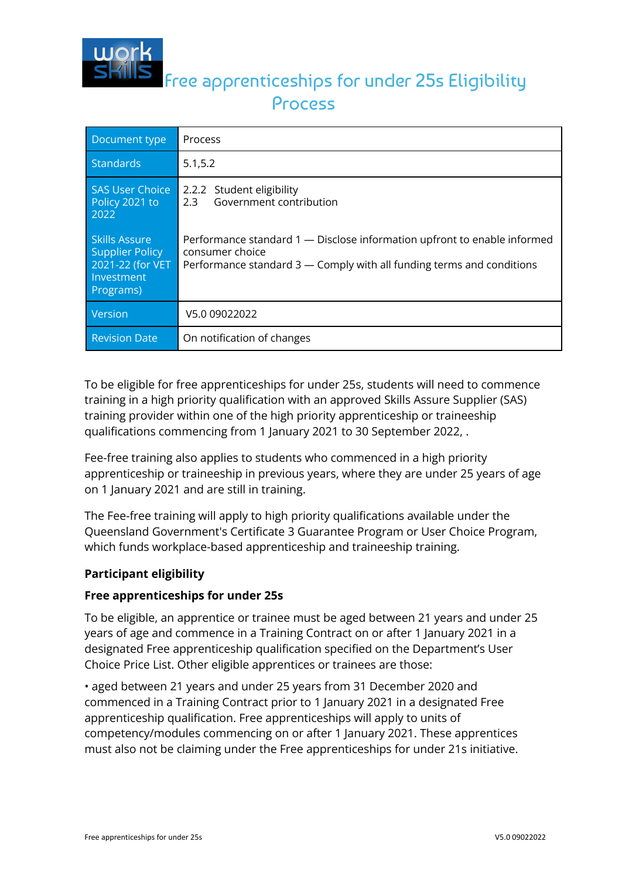# Free apprenticeships for under 25s Eligibility Process

| Document type | Process |
|---|---|
| Standards | 5.1,5.2 |
| SAS User Choice Policy 2021 to 2022<br><br>Skills Assure Supplier Policy 2021-22 (for VET Investment Programs) | 2.2.2 Student eligibility<br>2.3 Government contribution<br><br>Performance standard 1 — Disclose information upfront to enable informed consumer choice<br>Performance standard 3 — Comply with all funding terms and conditions |
| Version | V5.0 09022022 |
| Revision Date | On notification of changes |

To be eligible for free apprenticeships for under 25s, students will need to commence training in a high priority qualification with an approved Skills Assure Supplier (SAS) training provider within one of the high priority apprenticeship or traineeship qualifications commencing from 1 January 2021 to 30 September 2022, .

Fee-free training also applies to students who commenced in a high priority apprenticeship or traineeship in previous years, where they are under 25 years of age on 1 January 2021 and are still in training.

The Fee-free training will apply to high priority qualifications available under the Queensland Government's Certificate 3 Guarantee Program or User Choice Program, which funds workplace-based apprenticeship and traineeship training.

**Participant eligibility**

**Free apprenticeships for under 25s**

To be eligible, an apprentice or trainee must be aged between 21 years and under 25 years of age and commence in a Training Contract on or after 1 January 2021 in a designated Free apprenticeship qualification specified on the Department's User Choice Price List. Other eligible apprentices or trainees are those:

• aged between 21 years and under 25 years from 31 December 2020 and commenced in a Training Contract prior to 1 January 2021 in a designated Free apprenticeship qualification. Free apprenticeships will apply to units of competency/modules commencing on or after 1 January 2021. These apprentices must also not be claiming under the Free apprenticeships for under 21s initiative.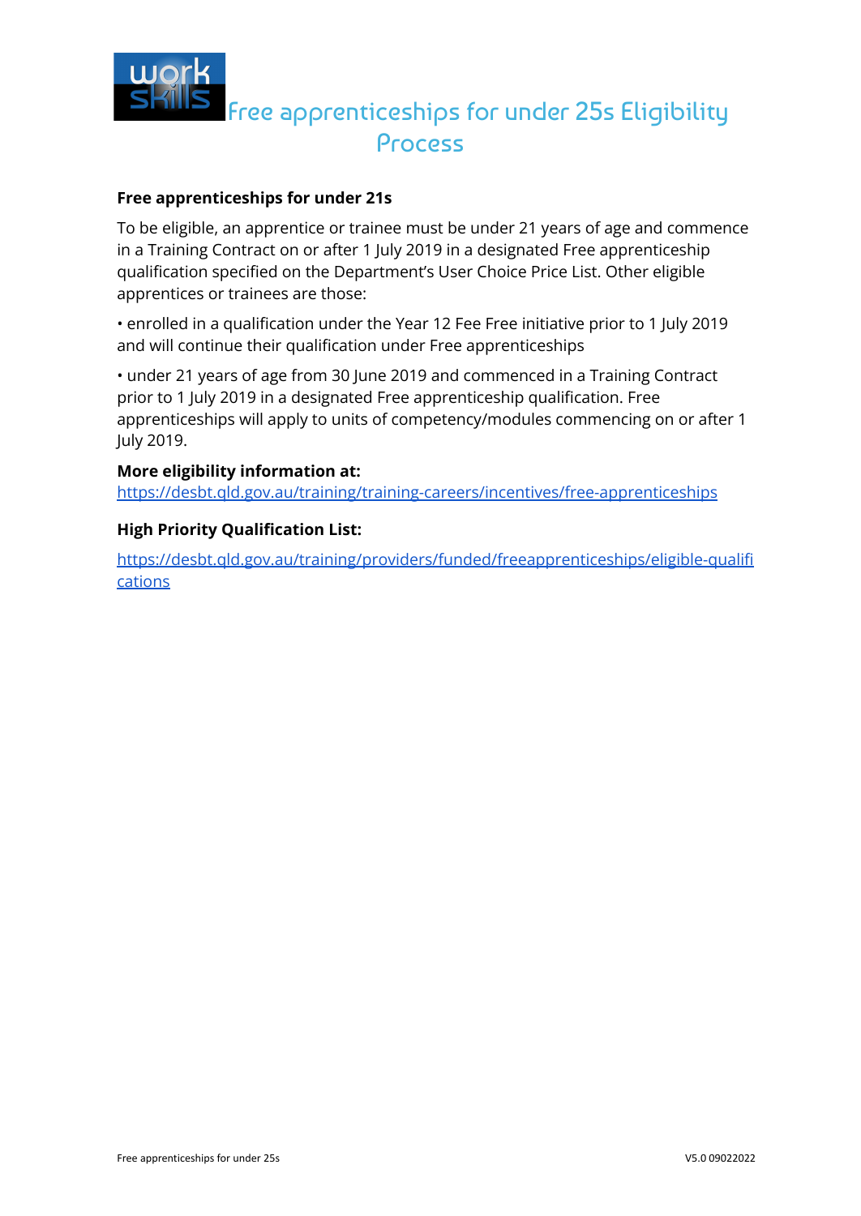# Free apprenticeships for under 25s Eligibility Process

**Free apprenticeships for under 21s**

To be eligible, an apprentice or trainee must be under 21 years of age and commence in a Training Contract on or after 1 July 2019 in a designated Free apprenticeship qualification specified on the Department's User Choice Price List. Other eligible apprentices or trainees are those:

• enrolled in a qualification under the Year 12 Fee Free initiative prior to 1 July 2019 and will continue their qualification under Free apprenticeships

• under 21 years of age from 30 June 2019 and commenced in a Training Contract prior to 1 July 2019 in a designated Free apprenticeship qualification. Free apprenticeships will apply to units of competency/modules commencing on or after 1 July 2019.

**More eligibility information at:**
https://desbt.qld.gov.au/training/training-careers/incentives/free-apprenticeships

**High Priority Qualification List:**

https://desbt.qld.gov.au/training/providers/funded/freeapprenticeships/eligible-qualifications